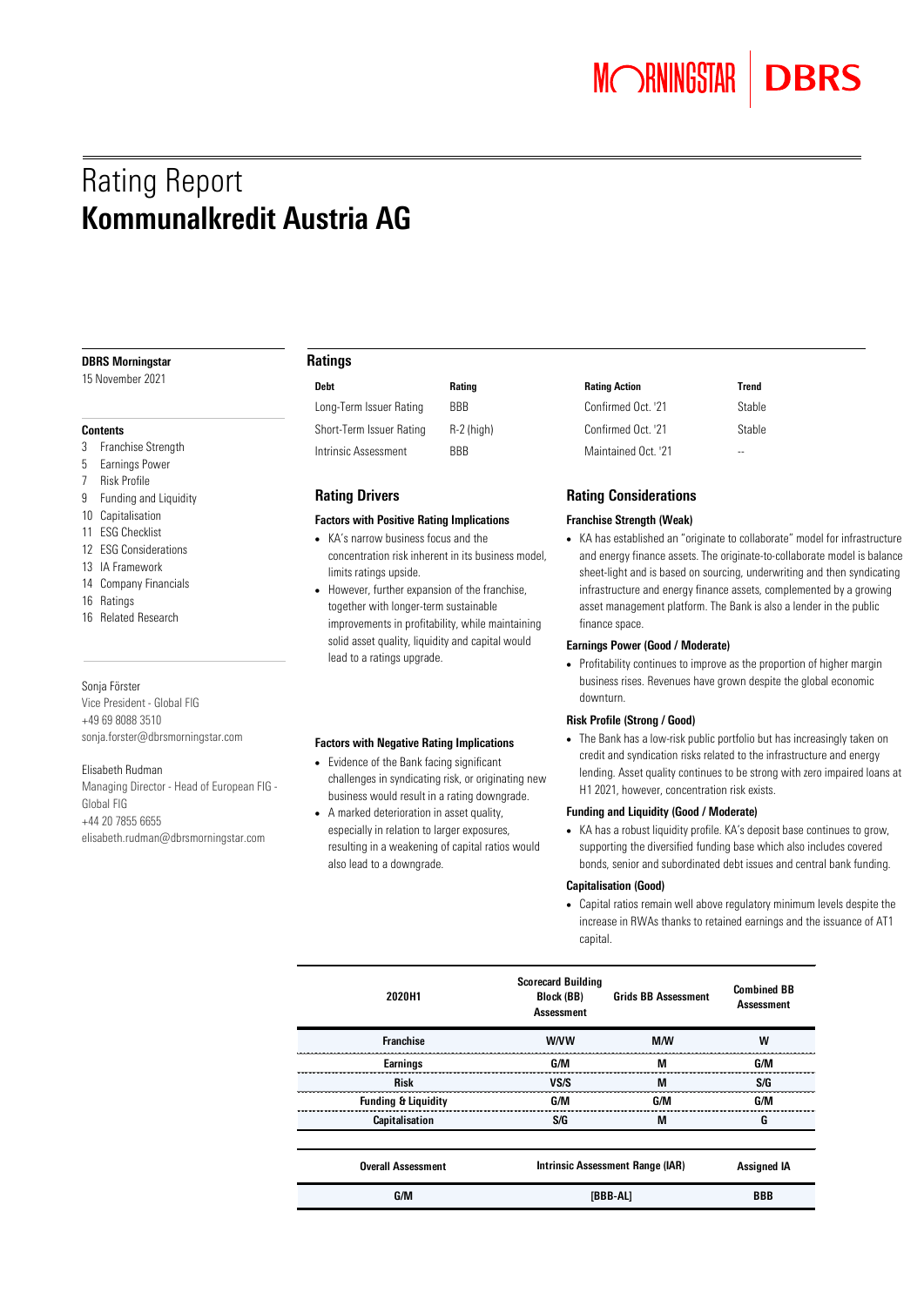# Rating Report
# Kommunalkredit Austria AG

**DBRS Morningstar**
15 November 2021

**Contents**

3 Franchise Strength
5 Earnings Power
7 Risk Profile
9 Funding and Liquidity
10 Capitalisation
11 ESG Checklist
12 ESG Considerations
13 IA Framework
14 Company Financials
16 Ratings
16 Related Research

Sonja Förster
Vice President - Global FIG
+49 69 8088 3510
sonja.forster@dbrsmorningstar.com

Elisabeth Rudman
Managing Director - Head of European FIG - Global FIG
+44 20 7855 6655
elisabeth.rudman@dbrsmorningstar.com

## Ratings

| Debt | Rating | Rating Action | Trend |
|---|---|---|---|
| Long-Term Issuer Rating | BBB | Confirmed Oct. '21 | Stable |
| Short-Term Issuer Rating | R-2 (high) | Confirmed Oct. '21 | Stable |
| Intrinsic Assessment | BBB | Maintained Oct. '21 | -- |

## Rating Drivers

### Factors with Positive Rating Implications

- KA's narrow business focus and the concentration risk inherent in its business model, limits ratings upside.
- However, further expansion of the franchise, together with longer-term sustainable improvements in profitability, while maintaining solid asset quality, liquidity and capital would lead to a ratings upgrade.

### Factors with Negative Rating Implications

- Evidence of the Bank facing significant challenges in syndicating risk, or originating new business would result in a rating downgrade.
- A marked deterioration in asset quality, especially in relation to larger exposures, resulting in a weakening of capital ratios would also lead to a downgrade.

## Rating Considerations

### Franchise Strength (Weak)

- KA has established an "originate to collaborate" model for infrastructure and energy finance assets. The originate-to-collaborate model is balance sheet-light and is based on sourcing, underwriting and then syndicating infrastructure and energy finance assets, complemented by a growing asset management platform. The Bank is also a lender in the public finance space.

### Earnings Power (Good / Moderate)

- Profitability continues to improve as the proportion of higher margin business rises. Revenues have grown despite the global economic downturn.

### Risk Profile (Strong / Good)

- The Bank has a low-risk public portfolio but has increasingly taken on credit and syndication risks related to the infrastructure and energy lending. Asset quality continues to be strong with zero impaired loans at H1 2021, however, concentration risk exists.

### Funding and Liquidity (Good / Moderate)

- KA has a robust liquidity profile. KA's deposit base continues to grow, supporting the diversified funding base which also includes covered bonds, senior and subordinated debt issues and central bank funding.

### Capitalisation (Good)

- Capital ratios remain well above regulatory minimum levels despite the increase in RWAs thanks to retained earnings and the issuance of AT1 capital.

| 2020H1 | Scorecard Building Block (BB) Assessment | Grids BB Assessment | Combined BB Assessment |
|---|---|---|---|
| Franchise | W/VW | M/W | W |
| Earnings | G/M | M | G/M |
| Risk | VS/S | M | S/G |
| Funding & Liquidity | G/M | G/M | G/M |
| Capitalisation | S/G | M | G |

| Overall Assessment | Intrinsic Assessment Range (IAR) | Assigned IA |
|---|---|---|
| G/M | [BBB-AL] | BBB |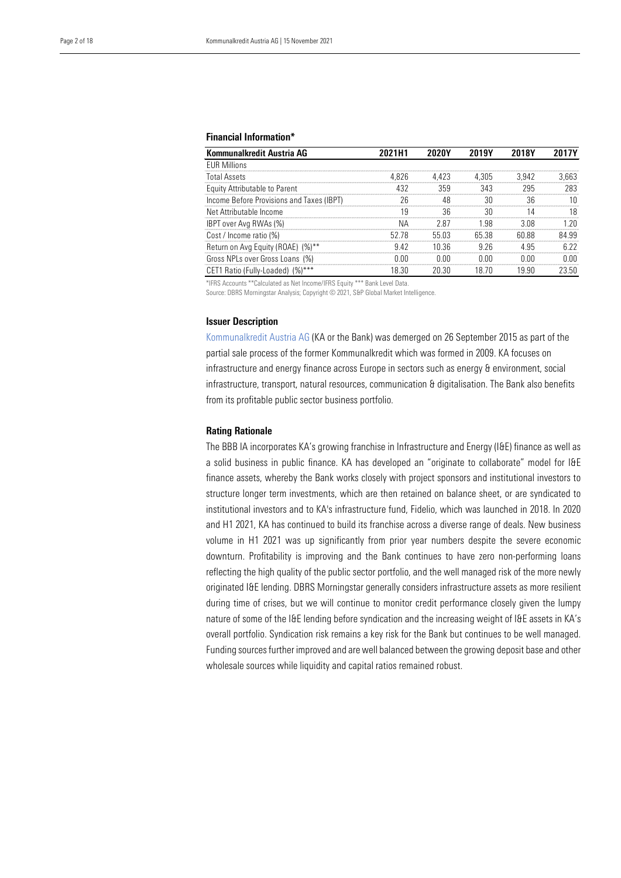### Financial Information*

| Kommunalkredit Austria AG | 2021H1 | 2020Y | 2019Y | 2018Y | 2017Y |
|---|---|---|---|---|---|
| EUR Millions | | | | | |
| Total Assets | 4,826 | 4,423 | 4,305 | 3,942 | 3,663 |
| Equity Attributable to Parent | 432 | 359 | 343 | 295 | 283 |
| Income Before Provisions and Taxes (IBPT) | 26 | 48 | 30 | 36 | 10 |
| Net Attributable Income | 19 | 36 | 30 | 14 | 18 |
| IBPT over Avg RWAs (%) | NA | 2.87 | 1.98 | 3.08 | 1.20 |
| Cost / Income ratio (%) | 52.78 | 55.03 | 65.38 | 60.88 | 84.99 |
| Return on Avg Equity (ROAE) (%)** | 9.42 | 10.36 | 9.26 | 4.95 | 6.22 |
| Gross NPLs over Gross Loans (%) | 0.00 | 0.00 | 0.00 | 0.00 | 0.00 |
| CET1 Ratio (Fully-Loaded) (%)*** | 18.30 | 20.30 | 18.70 | 19.90 | 23.50 |

*IFRS Accounts **Calculated as Net Income/IFRS Equity *** Bank Level Data.

Source: DBRS Morningstar Analysis; Copyright © 2021, S&P Global Market Intelligence.

### Issuer Description

Kommunalkredit Austria AG (KA or the Bank) was demerged on 26 September 2015 as part of the partial sale process of the former Kommunalkredit which was formed in 2009. KA focuses on infrastructure and energy finance across Europe in sectors such as energy & environment, social infrastructure, transport, natural resources, communication & digitalisation. The Bank also benefits from its profitable public sector business portfolio.

### Rating Rationale

The BBB IA incorporates KA's growing franchise in Infrastructure and Energy (I&E) finance as well as a solid business in public finance. KA has developed an "originate to collaborate" model for I&E finance assets, whereby the Bank works closely with project sponsors and institutional investors to structure longer term investments, which are then retained on balance sheet, or are syndicated to institutional investors and to KA's infrastructure fund, Fidelio, which was launched in 2018. In 2020 and H1 2021, KA has continued to build its franchise across a diverse range of deals. New business volume in H1 2021 was up significantly from prior year numbers despite the severe economic downturn. Profitability is improving and the Bank continues to have zero non-performing loans reflecting the high quality of the public sector portfolio, and the well managed risk of the more newly originated I&E lending. DBRS Morningstar generally considers infrastructure assets as more resilient during time of crises, but we will continue to monitor credit performance closely given the lumpy nature of some of the I&E lending before syndication and the increasing weight of I&E assets in KA's overall portfolio. Syndication risk remains a key risk for the Bank but continues to be well managed. Funding sources further improved and are well balanced between the growing deposit base and other wholesale sources while liquidity and capital ratios remained robust.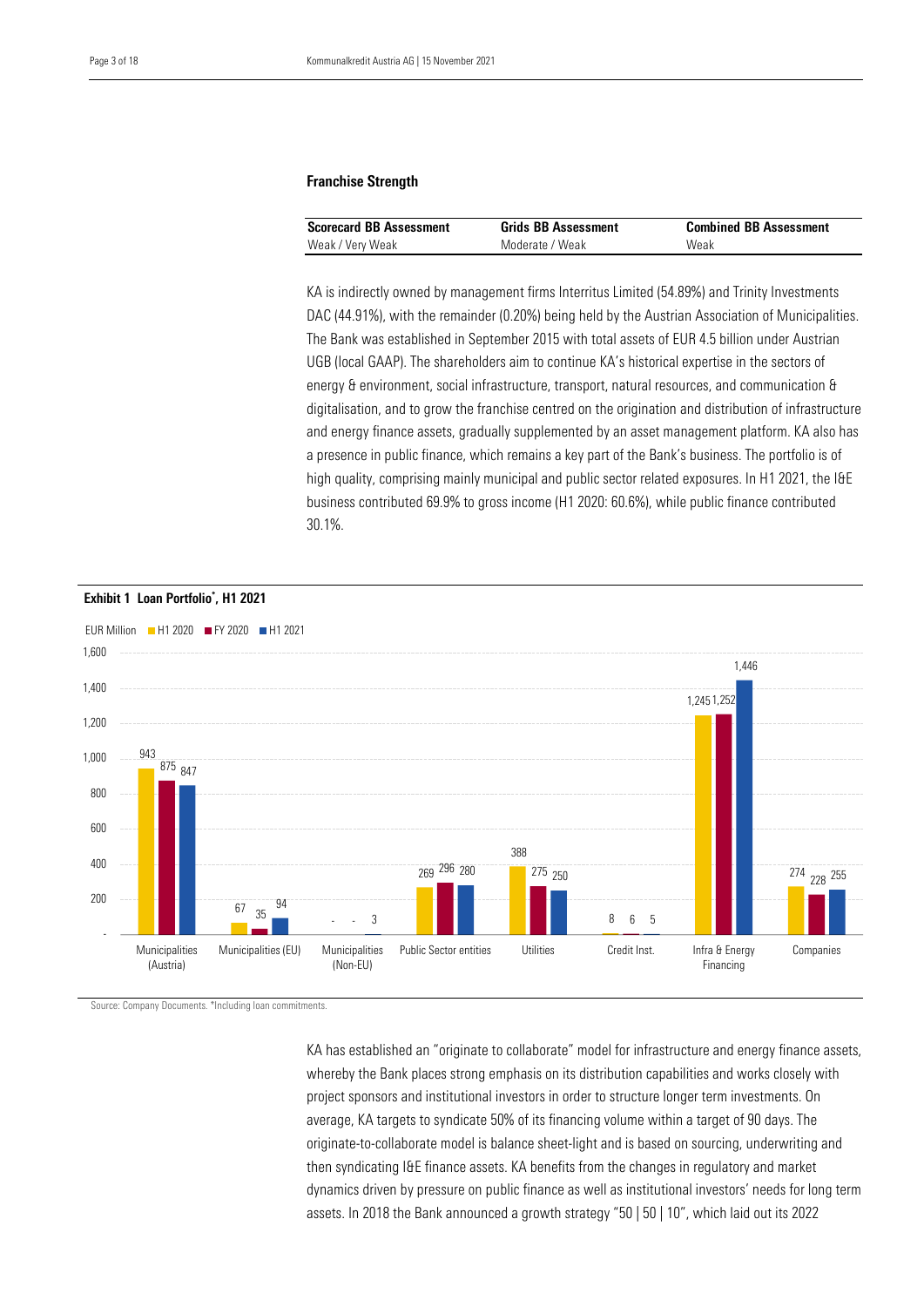### Franchise Strength

| Scorecard BB Assessment | Grids BB Assessment | Combined BB Assessment |
|---|---|---|
| Weak / Very Weak | Moderate / Weak | Weak |

KA is indirectly owned by management firms Interritus Limited (54.89%) and Trinity Investments DAC (44.91%), with the remainder (0.20%) being held by the Austrian Association of Municipalities. The Bank was established in September 2015 with total assets of EUR 4.5 billion under Austrian UGB (local GAAP). The shareholders aim to continue KA's historical expertise in the sectors of energy & environment, social infrastructure, transport, natural resources, and communication & digitalisation, and to grow the franchise centred on the origination and distribution of infrastructure and energy finance assets, gradually supplemented by an asset management platform. KA also has a presence in public finance, which remains a key part of the Bank's business. The portfolio is of high quality, comprising mainly municipal and public sector related exposures. In H1 2021, the I&E business contributed 69.9% to gross income (H1 2020: 60.6%), while public finance contributed 30.1%.

**Exhibit 1 Loan Portfolio*, H1 2021**

EUR Million

| | H1 2020 | FY 2020 | H1 2021 |
|---|---|---|---|
| Municipalities (Austria) | 943 | 875 | 847 |
| Municipalities (EU) | 67 | 35 | 94 |
| Municipalities (Non-EU) | - | - | 3 |
| Public Sector entities | 269 | 296 | 280 |
| Utilities | 388 | 275 | 250 |
| Credit Inst. | 8 | 6 | 5 |
| Infra & Energy Financing | 1,245 | 1,252 | 1,446 |
| Companies | 274 | 228 | 255 |

Source: Company Documents. *Including loan commitments.

KA has established an "originate to collaborate" model for infrastructure and energy finance assets, whereby the Bank places strong emphasis on its distribution capabilities and works closely with project sponsors and institutional investors in order to structure longer term investments. On average, KA targets to syndicate 50% of its financing volume within a target of 90 days. The originate-to-collaborate model is balance sheet-light and is based on sourcing, underwriting and then syndicating I&E finance assets. KA benefits from the changes in regulatory and market dynamics driven by pressure on public finance as well as institutional investors' needs for long term assets. In 2018 the Bank announced a growth strategy "50 | 50 | 10", which laid out its 2022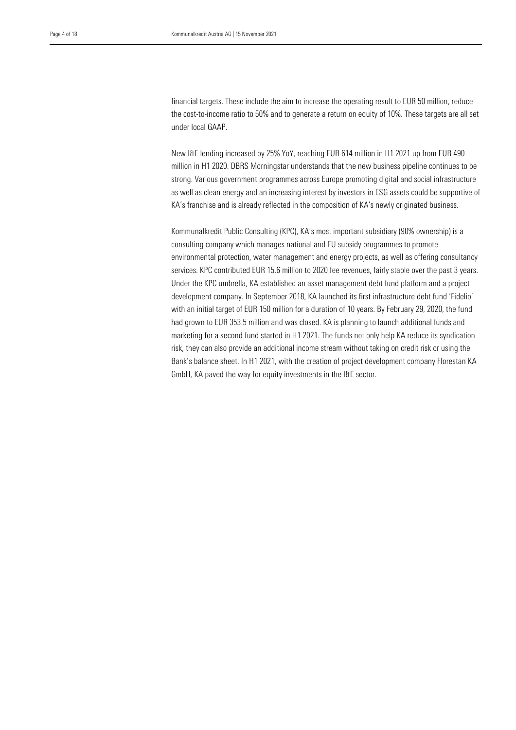financial targets. These include the aim to increase the operating result to EUR 50 million, reduce the cost-to-income ratio to 50% and to generate a return on equity of 10%. These targets are all set under local GAAP.

New I&E lending increased by 25% YoY, reaching EUR 614 million in H1 2021 up from EUR 490 million in H1 2020. DBRS Morningstar understands that the new business pipeline continues to be strong. Various government programmes across Europe promoting digital and social infrastructure as well as clean energy and an increasing interest by investors in ESG assets could be supportive of KA's franchise and is already reflected in the composition of KA's newly originated business.

Kommunalkredit Public Consulting (KPC), KA's most important subsidiary (90% ownership) is a consulting company which manages national and EU subsidy programmes to promote environmental protection, water management and energy projects, as well as offering consultancy services. KPC contributed EUR 15.6 million to 2020 fee revenues, fairly stable over the past 3 years. Under the KPC umbrella, KA established an asset management debt fund platform and a project development company. In September 2018, KA launched its first infrastructure debt fund 'Fidelio' with an initial target of EUR 150 million for a duration of 10 years. By February 29, 2020, the fund had grown to EUR 353.5 million and was closed. KA is planning to launch additional funds and marketing for a second fund started in H1 2021. The funds not only help KA reduce its syndication risk, they can also provide an additional income stream without taking on credit risk or using the Bank's balance sheet. In H1 2021, with the creation of project development company Florestan KA GmbH, KA paved the way for equity investments in the I&E sector.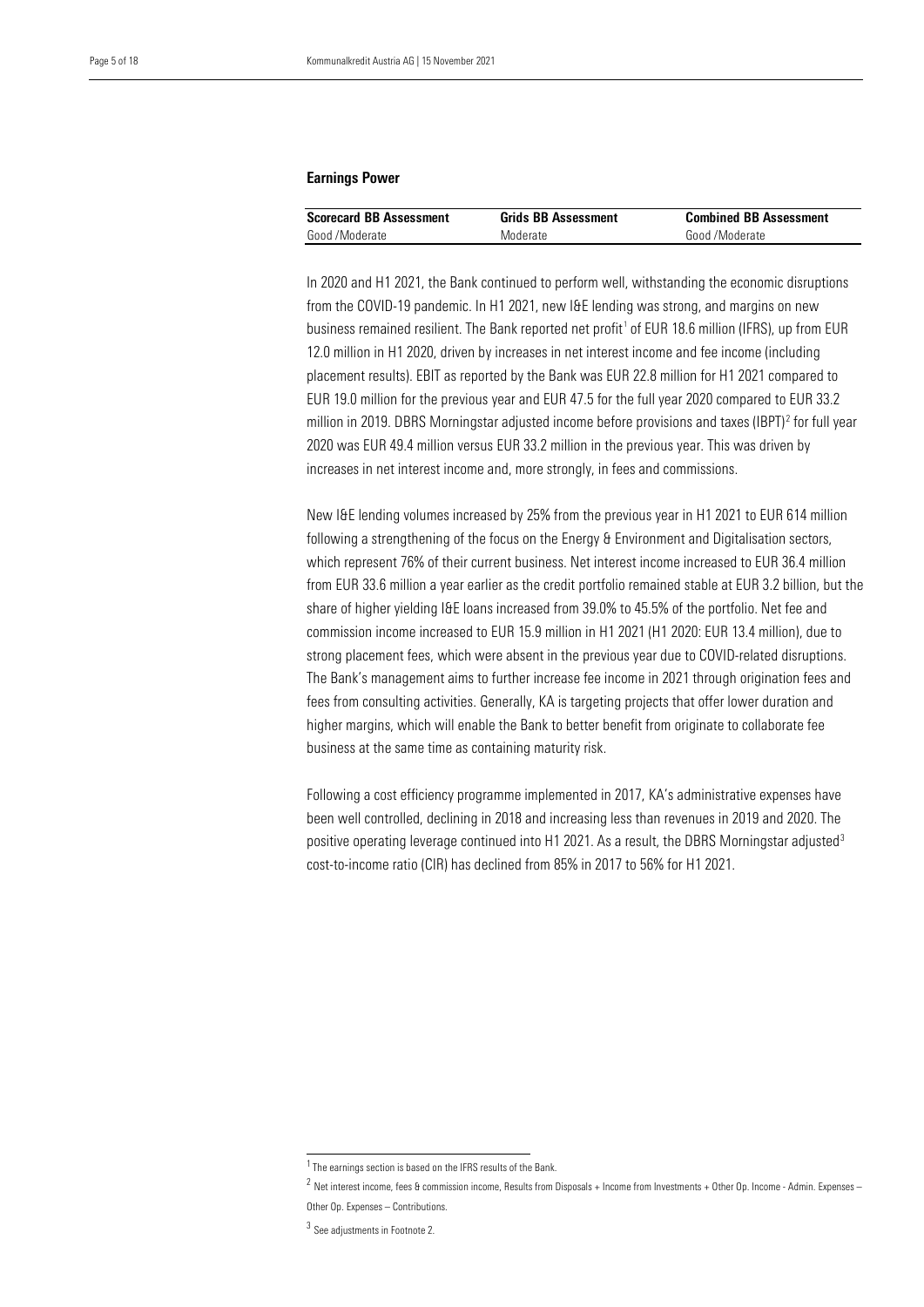## Earnings Power

| Scorecard BB Assessment | Grids BB Assessment | Combined BB Assessment |
|---|---|---|
| Good /Moderate | Moderate | Good /Moderate |

In 2020 and H1 2021, the Bank continued to perform well, withstanding the economic disruptions from the COVID-19 pandemic. In H1 2021, new I&E lending was strong, and margins on new business remained resilient. The Bank reported net profit[1] of EUR 18.6 million (IFRS), up from EUR 12.0 million in H1 2020, driven by increases in net interest income and fee income (including placement results). EBIT as reported by the Bank was EUR 22.8 million for H1 2021 compared to EUR 19.0 million for the previous year and EUR 47.5 for the full year 2020 compared to EUR 33.2 million in 2019. DBRS Morningstar adjusted income before provisions and taxes (IBPT)[2] for full year 2020 was EUR 49.4 million versus EUR 33.2 million in the previous year. This was driven by increases in net interest income and, more strongly, in fees and commissions.

New I&E lending volumes increased by 25% from the previous year in H1 2021 to EUR 614 million following a strengthening of the focus on the Energy & Environment and Digitalisation sectors, which represent 76% of their current business. Net interest income increased to EUR 36.4 million from EUR 33.6 million a year earlier as the credit portfolio remained stable at EUR 3.2 billion, but the share of higher yielding I&E loans increased from 39.0% to 45.5% of the portfolio. Net fee and commission income increased to EUR 15.9 million in H1 2021 (H1 2020: EUR 13.4 million), due to strong placement fees, which were absent in the previous year due to COVID-related disruptions. The Bank's management aims to further increase fee income in 2021 through origination fees and fees from consulting activities. Generally, KA is targeting projects that offer lower duration and higher margins, which will enable the Bank to better benefit from originate to collaborate fee business at the same time as containing maturity risk.

Following a cost efficiency programme implemented in 2017, KA's administrative expenses have been well controlled, declining in 2018 and increasing less than revenues in 2019 and 2020. The positive operating leverage continued into H1 2021. As a result, the DBRS Morningstar adjusted[3] cost-to-income ratio (CIR) has declined from 85% in 2017 to 56% for H1 2021.

---

[1] The earnings section is based on the IFRS results of the Bank.

[2] Net interest income, fees & commission income, Results from Disposals + Income from Investments + Other Op. Income - Admin. Expenses – Other Op. Expenses – Contributions.

[3] See adjustments in Footnote 2.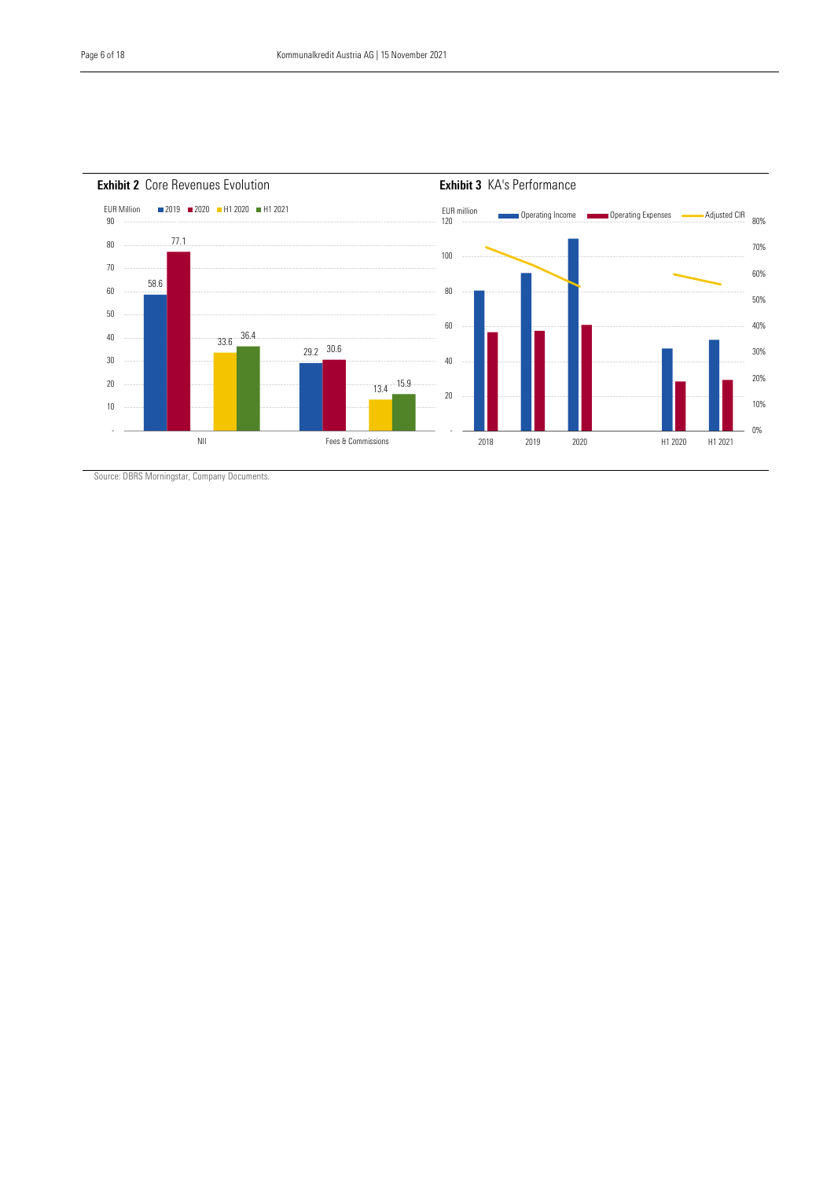**Exhibit 2** Core Revenues Evolution

| EUR Million | 2019 | 2020 | H1 2020 | H1 2021 |
|---|---|---|---|---|
| NII | 58.6 | 77.1 | 33.6 | 36.4 |
| Fees & Commissions | 29.2 | 30.6 | 13.4 | 15.9 |

**Exhibit 3** KA's Performance

EUR million — Operating Income, Operating Expenses, Adjusted CIR

Source: DBRS Morningstar, Company Documents.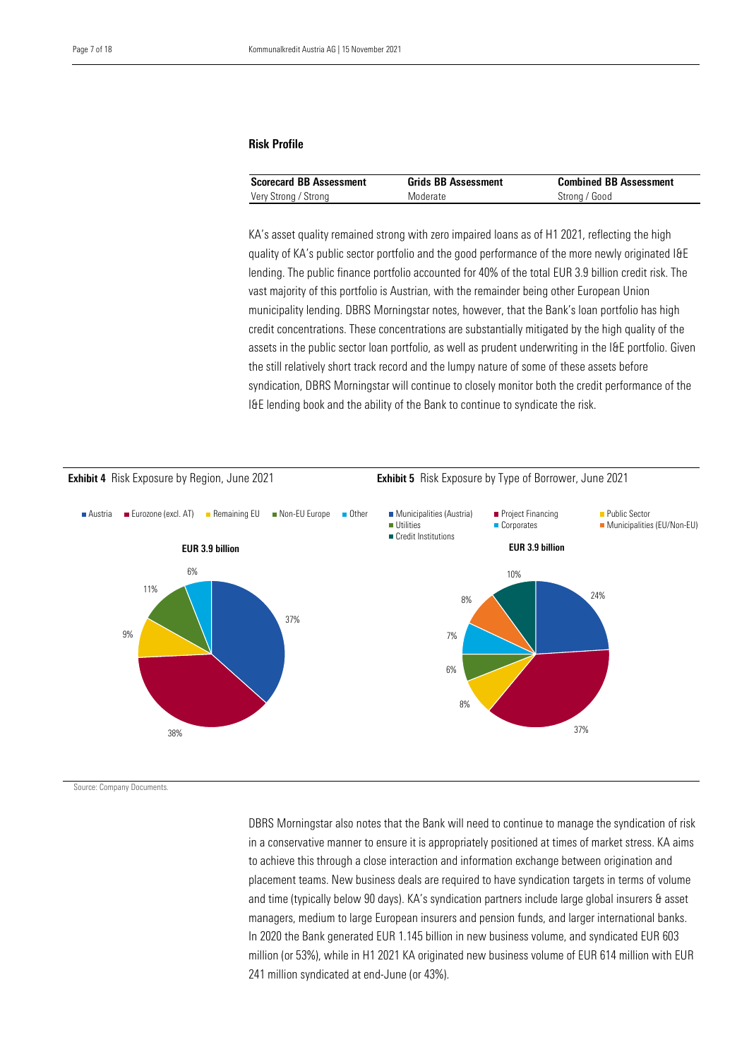### Risk Profile

| Scorecard BB Assessment | Grids BB Assessment | Combined BB Assessment |
|---|---|---|
| Very Strong / Strong | Moderate | Strong / Good |

KA's asset quality remained strong with zero impaired loans as of H1 2021, reflecting the high quality of KA's public sector portfolio and the good performance of the more newly originated I&E lending. The public finance portfolio accounted for 40% of the total EUR 3.9 billion credit risk. The vast majority of this portfolio is Austrian, with the remainder being other European Union municipality lending. DBRS Morningstar notes, however, that the Bank's loan portfolio has high credit concentrations. These concentrations are substantially mitigated by the high quality of the assets in the public sector loan portfolio, as well as prudent underwriting in the I&E portfolio. Given the still relatively short track record and the lumpy nature of some of these assets before syndication, DBRS Morningstar will continue to closely monitor both the credit performance of the I&E lending book and the ability of the Bank to continue to syndicate the risk.

**Exhibit 4** Risk Exposure by Region, June 2021

EUR 3.9 billion

- Austria: 37%
- Eurozone (excl. AT): 38%
- Remaining EU: 9%
- Non-EU Europe: 11%
- Other: 6%

**Exhibit 5** Risk Exposure by Type of Borrower, June 2021

EUR 3.9 billion

- Municipalities (Austria): 24%
- Project Financing: 37%
- Public Sector: 8%
- Utilities: 6%
- Corporates: 7%
- Municipalities (EU/Non-EU): 8%
- Credit Institutions: 10%

Source: Company Documents.

DBRS Morningstar also notes that the Bank will need to continue to manage the syndication of risk in a conservative manner to ensure it is appropriately positioned at times of market stress. KA aims to achieve this through a close interaction and information exchange between origination and placement teams. New business deals are required to have syndication targets in terms of volume and time (typically below 90 days). KA's syndication partners include large global insurers & asset managers, medium to large European insurers and pension funds, and larger international banks. In 2020 the Bank generated EUR 1.145 billion in new business volume, and syndicated EUR 603 million (or 53%), while in H1 2021 KA originated new business volume of EUR 614 million with EUR 241 million syndicated at end-June (or 43%).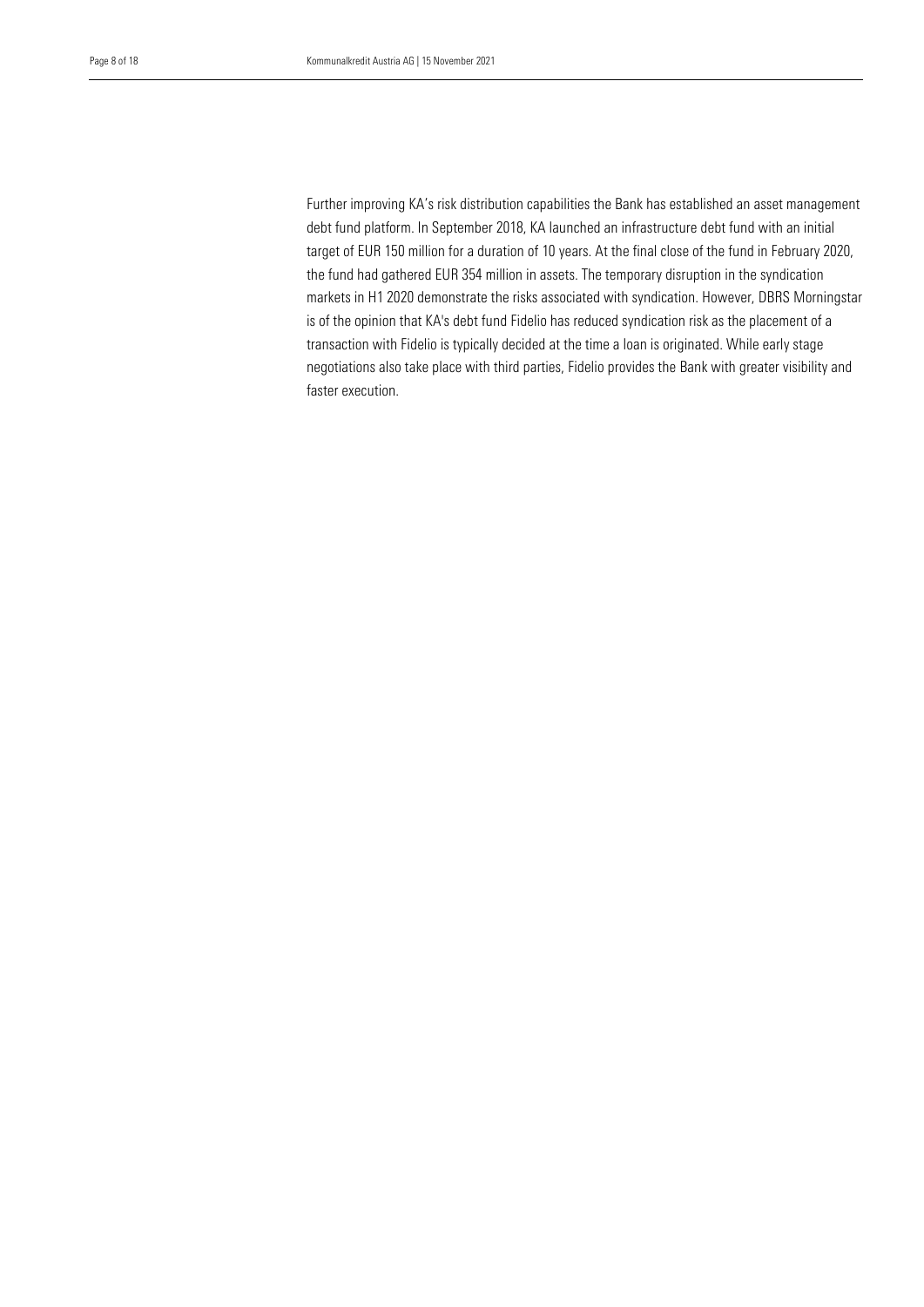Further improving KA's risk distribution capabilities the Bank has established an asset management debt fund platform. In September 2018, KA launched an infrastructure debt fund with an initial target of EUR 150 million for a duration of 10 years. At the final close of the fund in February 2020, the fund had gathered EUR 354 million in assets. The temporary disruption in the syndication markets in H1 2020 demonstrate the risks associated with syndication. However, DBRS Morningstar is of the opinion that KA's debt fund Fidelio has reduced syndication risk as the placement of a transaction with Fidelio is typically decided at the time a loan is originated. While early stage negotiations also take place with third parties, Fidelio provides the Bank with greater visibility and faster execution.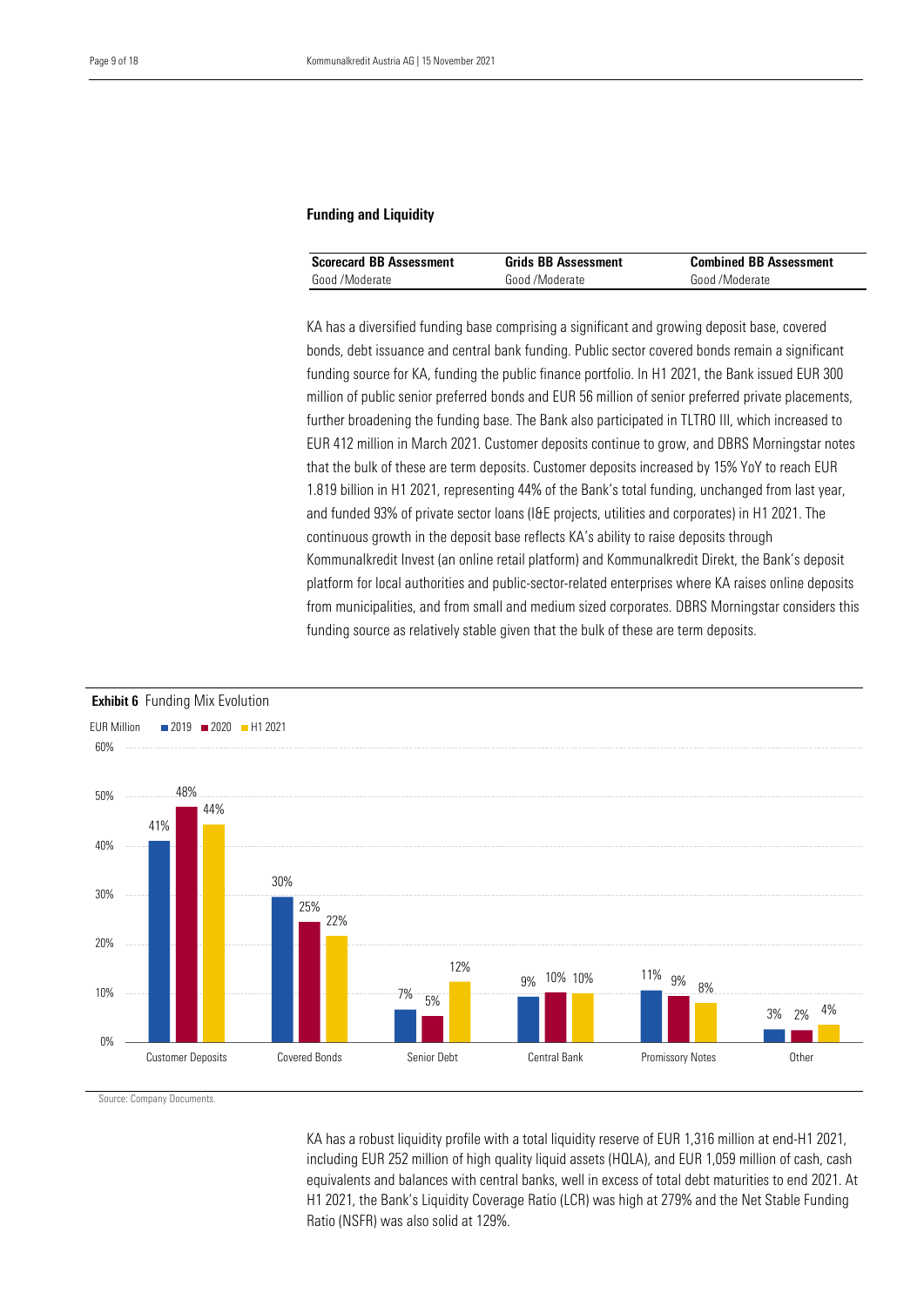## Funding and Liquidity

| Scorecard BB Assessment | Grids BB Assessment | Combined BB Assessment |
|---|---|---|
| Good /Moderate | Good /Moderate | Good /Moderate |

KA has a diversified funding base comprising a significant and growing deposit base, covered bonds, debt issuance and central bank funding. Public sector covered bonds remain a significant funding source for KA, funding the public finance portfolio. In H1 2021, the Bank issued EUR 300 million of public senior preferred bonds and EUR 56 million of senior preferred private placements, further broadening the funding base. The Bank also participated in TLTRO III, which increased to EUR 412 million in March 2021. Customer deposits continue to grow, and DBRS Morningstar notes that the bulk of these are term deposits. Customer deposits increased by 15% YoY to reach EUR 1.819 billion in H1 2021, representing 44% of the Bank's total funding, unchanged from last year, and funded 93% of private sector loans (I&E projects, utilities and corporates) in H1 2021. The continuous growth in the deposit base reflects KA's ability to raise deposits through Kommunalkredit Invest (an online retail platform) and Kommunalkredit Direkt, the Bank's deposit platform for local authorities and public-sector-related enterprises where KA raises online deposits from municipalities, and from small and medium sized corporates. DBRS Morningstar considers this funding source as relatively stable given that the bulk of these are term deposits.

**Exhibit 6** Funding Mix Evolution

EUR Million

| | 2019 | 2020 | H1 2021 |
|---|---|---|---|
| Customer Deposits | 41% | 48% | 44% |
| Covered Bonds | 30% | 25% | 22% |
| Senior Debt | 7% | 5% | 12% |
| Central Bank | 9% | 10% | 10% |
| Promissory Notes | 11% | 9% | 8% |
| Other | 3% | 2% | 4% |

Source: Company Documents.

KA has a robust liquidity profile with a total liquidity reserve of EUR 1,316 million at end-H1 2021, including EUR 252 million of high quality liquid assets (HQLA), and EUR 1,059 million of cash, cash equivalents and balances with central banks, well in excess of total debt maturities to end 2021. At H1 2021, the Bank's Liquidity Coverage Ratio (LCR) was high at 279% and the Net Stable Funding Ratio (NSFR) was also solid at 129%.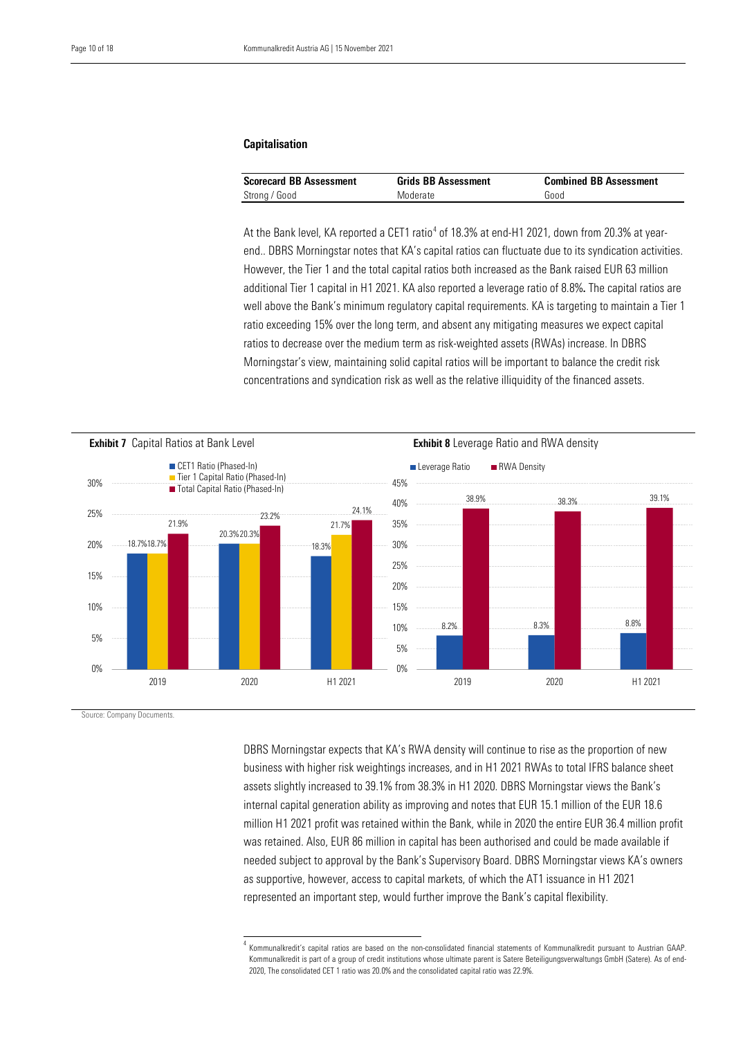## Capitalisation

| Scorecard BB Assessment | Grids BB Assessment | Combined BB Assessment |
|---|---|---|
| Strong / Good | Moderate | Good |

At the Bank level, KA reported a CET1 ratio[4] of 18.3% at end-H1 2021, down from 20.3% at year-end.. DBRS Morningstar notes that KA's capital ratios can fluctuate due to its syndication activities. However, the Tier 1 and the total capital ratios both increased as the Bank raised EUR 63 million additional Tier 1 capital in H1 2021. KA also reported a leverage ratio of 8.8%**.** The capital ratios are well above the Bank's minimum regulatory capital requirements. KA is targeting to maintain a Tier 1 ratio exceeding 15% over the long term, and absent any mitigating measures we expect capital ratios to decrease over the medium term as risk-weighted assets (RWAs) increase. In DBRS Morningstar's view, maintaining solid capital ratios will be important to balance the credit risk concentrations and syndication risk as well as the relative illiquidity of the financed assets.

**Exhibit 7** Capital Ratios at Bank Level

| | CET1 Ratio (Phased-In) | Tier 1 Capital Ratio (Phased-In) | Total Capital Ratio (Phased-In) |
|---|---|---|---|
| 2019 | 18.7% | 18.7% | 21.9% |
| 2020 | 20.3% | 20.3% | 23.2% |
| H1 2021 | 18.3% | 21.7% | 24.1% |

**Exhibit 8** Leverage Ratio and RWA density

| | Leverage Ratio | RWA Density |
|---|---|---|
| 2019 | 8.2% | 38.9% |
| 2020 | 8.3% | 38.3% |
| H1 2021 | 8.8% | 39.1% |

Source: Company Documents.

DBRS Morningstar expects that KA's RWA density will continue to rise as the proportion of new business with higher risk weightings increases, and in H1 2021 RWAs to total IFRS balance sheet assets slightly increased to 39.1% from 38.3% in H1 2020. DBRS Morningstar views the Bank's internal capital generation ability as improving and notes that EUR 15.1 million of the EUR 18.6 million H1 2021 profit was retained within the Bank, while in 2020 the entire EUR 36.4 million profit was retained. Also, EUR 86 million in capital has been authorised and could be made available if needed subject to approval by the Bank's Supervisory Board. DBRS Morningstar views KA's owners as supportive, however, access to capital markets, of which the AT1 issuance in H1 2021 represented an important step, would further improve the Bank's capital flexibility.

[4] Kommunalkredit's capital ratios are based on the non-consolidated financial statements of Kommunalkredit pursuant to Austrian GAAP. Kommunalkredit is part of a group of credit institutions whose ultimate parent is Satere Beteiligungsverwaltungs GmbH (Satere). As of end-2020, The consolidated CET 1 ratio was 20.0% and the consolidated capital ratio was 22.9%.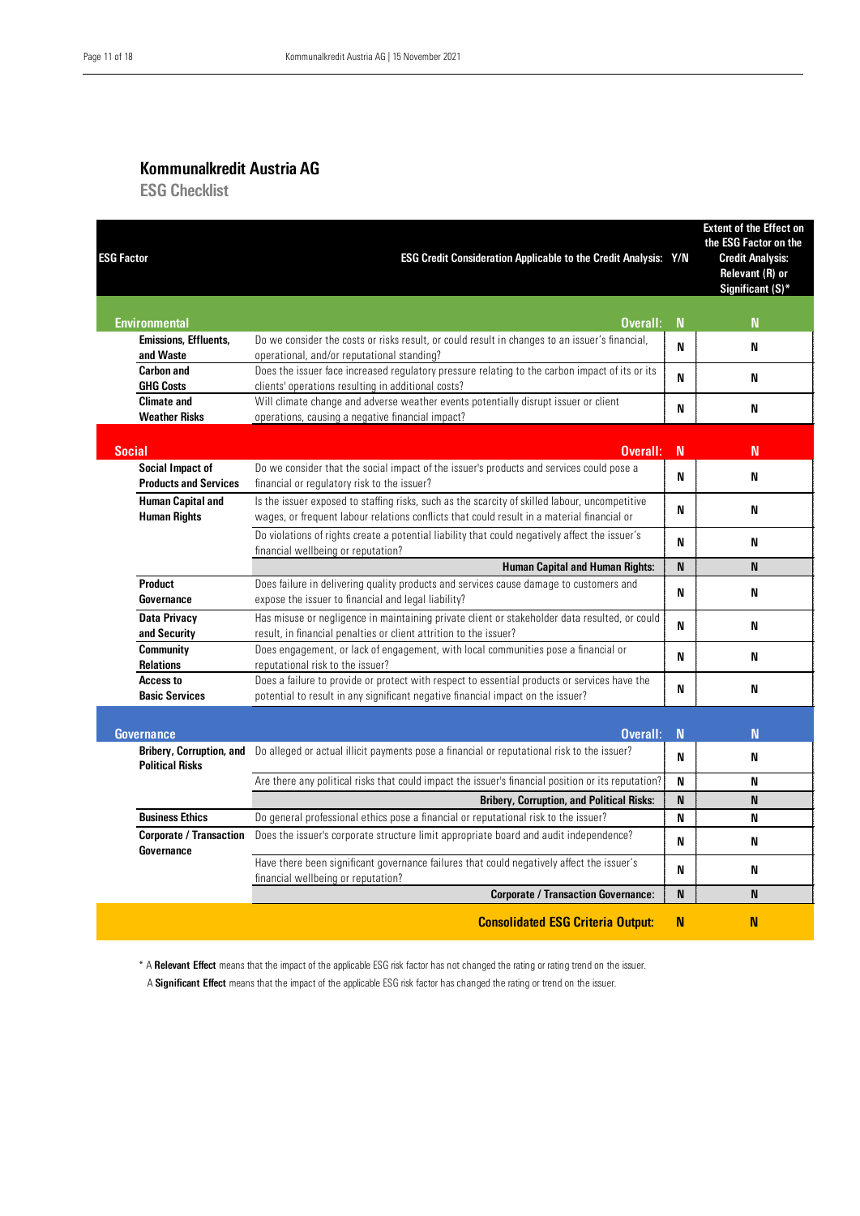## Kommunalkredit Austria AG

### ESG Checklist

| ESG Factor | ESG Credit Consideration Applicable to the Credit Analysis: | Y/N | Extent of the Effect on the ESG Factor on the Credit Analysis: Relevant (R) or Significant (S)* |
|---|---|---|---|
| **Environmental** | **Overall:** | **N** | **N** |
| **Emissions, Effluents, and Waste** | Do we consider the costs or risks result, or could result in changes to an issuer's financial, operational, and/or reputational standing? | N | N |
| **Carbon and GHG Costs** | Does the issuer face increased regulatory pressure relating to the carbon impact of its or its clients' operations resulting in additional costs? | N | N |
| **Climate and Weather Risks** | Will climate change and adverse weather events potentially disrupt issuer or client operations, causing a negative financial impact? | N | N |
| **Social** | **Overall:** | **N** | **N** |
| **Social Impact of Products and Services** | Do we consider that the social impact of the issuer's products and services could pose a financial or regulatory risk to the issuer? | N | N |
| **Human Capital and Human Rights** | Is the issuer exposed to staffing risks, such as the scarcity of skilled labour, uncompetitive wages, or frequent labour relations conflicts that could result in a material financial or | N | N |
| | Do violations of rights create a potential liability that could negatively affect the issuer's financial wellbeing or reputation? | N | N |
| | **Human Capital and Human Rights:** | **N** | **N** |
| **Product Governance** | Does failure in delivering quality products and services cause damage to customers and expose the issuer to financial and legal liability? | N | N |
| **Data Privacy and Security** | Has misuse or negligence in maintaining private client or stakeholder data resulted, or could result, in financial penalties or client attrition to the issuer? | N | N |
| **Community Relations** | Does engagement, or lack of engagement, with local communities pose a financial or reputational risk to the issuer? | N | N |
| **Access to Basic Services** | Does a failure to provide or protect with respect to essential products or services have the potential to result in any significant negative financial impact on the issuer? | N | N |
| **Governance** | **Overall:** | **N** | **N** |
| **Bribery, Corruption, and Political Risks** | Do alleged or actual illicit payments pose a financial or reputational risk to the issuer? | N | N |
| | Are there any political risks that could impact the issuer's financial position or its reputation? | N | N |
| | **Bribery, Corruption, and Political Risks:** | **N** | **N** |
| **Business Ethics** | Do general professional ethics pose a financial or reputational risk to the issuer? | N | N |
| **Corporate / Transaction Governance** | Does the issuer's corporate structure limit appropriate board and audit independence? | N | N |
| | Have there been significant governance failures that could negatively affect the issuer's financial wellbeing or reputation? | N | N |
| | **Corporate / Transaction Governance:** | **N** | **N** |
| | **Consolidated ESG Criteria Output:** | **N** | **N** |

\* A **Relevant Effect** means that the impact of the applicable ESG risk factor has not changed the rating or rating trend on the issuer.
A **Significant Effect** means that the impact of the applicable ESG risk factor has changed the rating or trend on the issuer.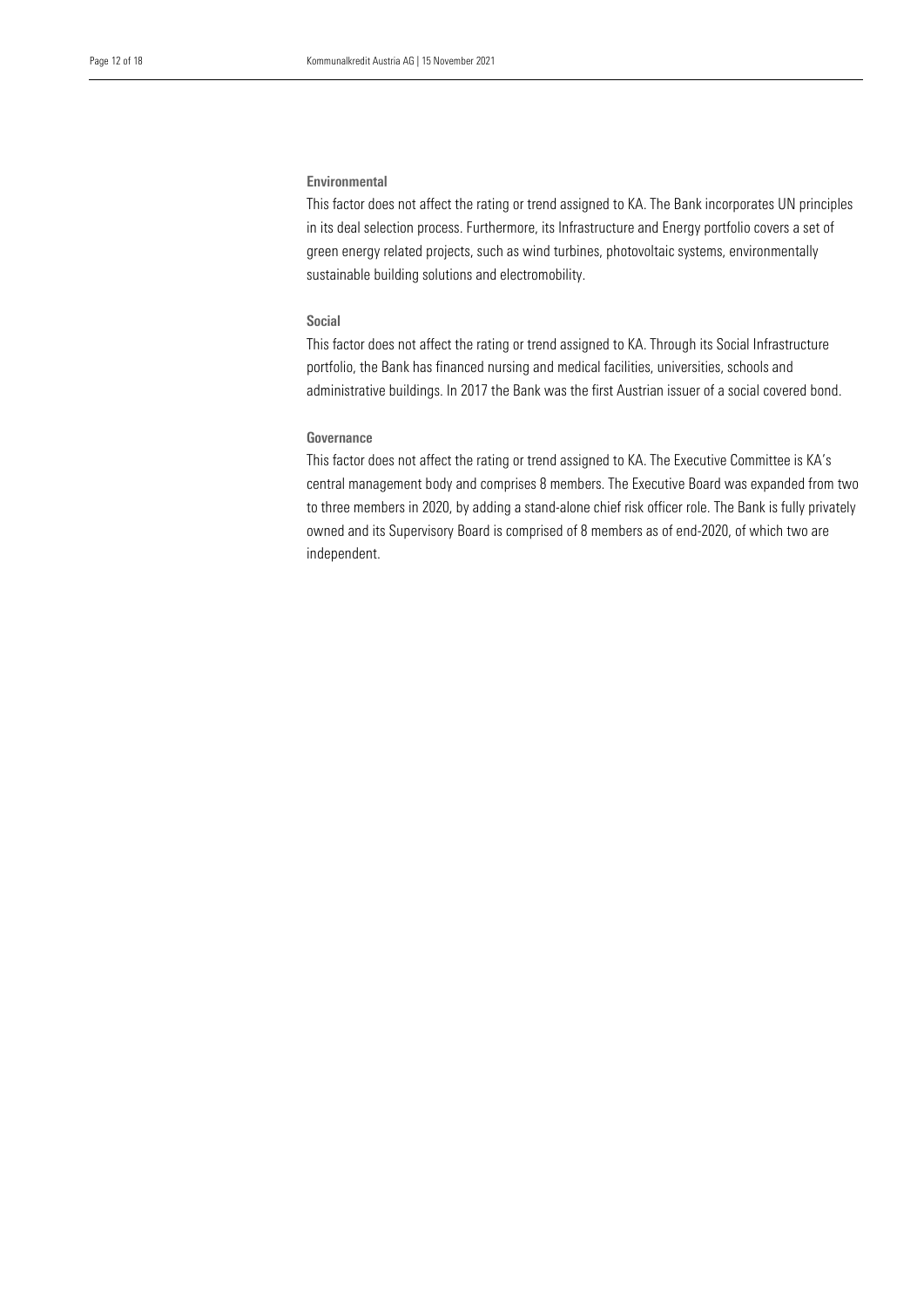### Environmental

This factor does not affect the rating or trend assigned to KA. The Bank incorporates UN principles in its deal selection process. Furthermore, its Infrastructure and Energy portfolio covers a set of green energy related projects, such as wind turbines, photovoltaic systems, environmentally sustainable building solutions and electromobility.

### Social

This factor does not affect the rating or trend assigned to KA. Through its Social Infrastructure portfolio, the Bank has financed nursing and medical facilities, universities, schools and administrative buildings. In 2017 the Bank was the first Austrian issuer of a social covered bond.

### Governance

This factor does not affect the rating or trend assigned to KA. The Executive Committee is KA's central management body and comprises 8 members. The Executive Board was expanded from two to three members in 2020, by adding a stand-alone chief risk officer role. The Bank is fully privately owned and its Supervisory Board is comprised of 8 members as of end-2020, of which two are independent.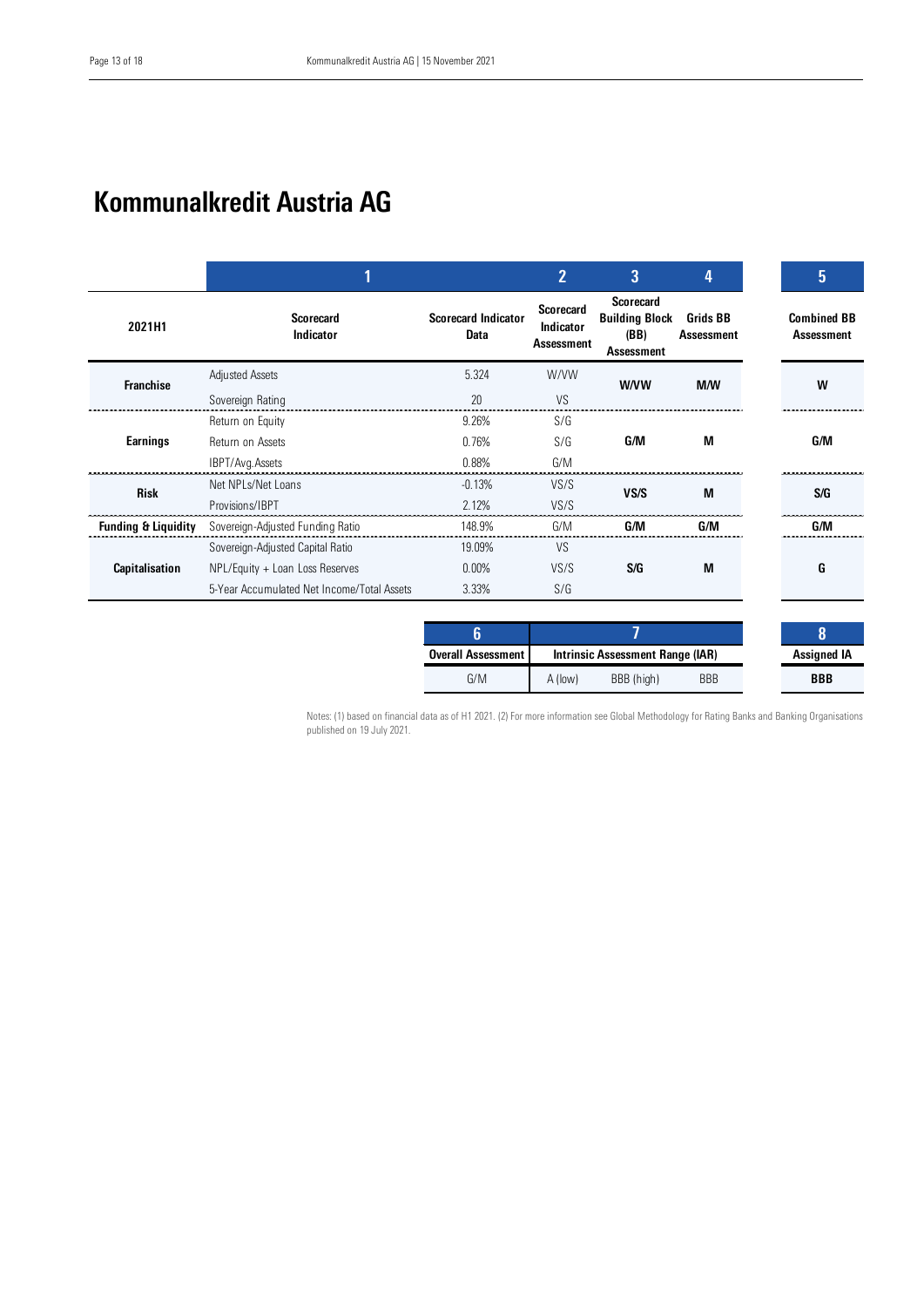# Kommunalkredit Austria AG

| | 1 | | 2 | 3 | 4 | 5 |
|---|---|---|---|---|---|---|
| 2021H1 | Scorecard Indicator | Scorecard Indicator Data | Scorecard Indicator Assessment | Scorecard Building Block (BB) Assessment | Grids BB Assessment | Combined BB Assessment |
| Franchise | Adjusted Assets | 5.324 | W/VW | W/VW | M/W | W |
| | Sovereign Rating | 20 | VS | | | |
| Earnings | Return on Equity | 9.26% | S/G | G/M | M | G/M |
| | Return on Assets | 0.76% | S/G | | | |
| | IBPT/Avg.Assets | 0.88% | G/M | | | |
| Risk | Net NPLs/Net Loans | -0.13% | VS/S | VS/S | M | S/G |
| | Provisions/IBPT | 2.12% | VS/S | | | |
| Funding & Liquidity | Sovereign-Adjusted Funding Ratio | 148.9% | G/M | G/M | G/M | G/M |
| Capitalisation | Sovereign-Adjusted Capital Ratio | 19.09% | VS | S/G | M | G |
| | NPL/Equity + Loan Loss Reserves | 0.00% | VS/S | | | |
| | 5-Year Accumulated Net Income/Total Assets | 3.33% | S/G | | | |

| 6 | 7 | | | 8 |
|---|---|---|---|---|
| Overall Assessment | Intrinsic Assessment Range (IAR) | | | Assigned IA |
| G/M | A (low) | BBB (high) | BBB | BBB |

Notes: (1) based on financial data as of H1 2021. (2) For more information see Global Methodology for Rating Banks and Banking Organisations published on 19 July 2021.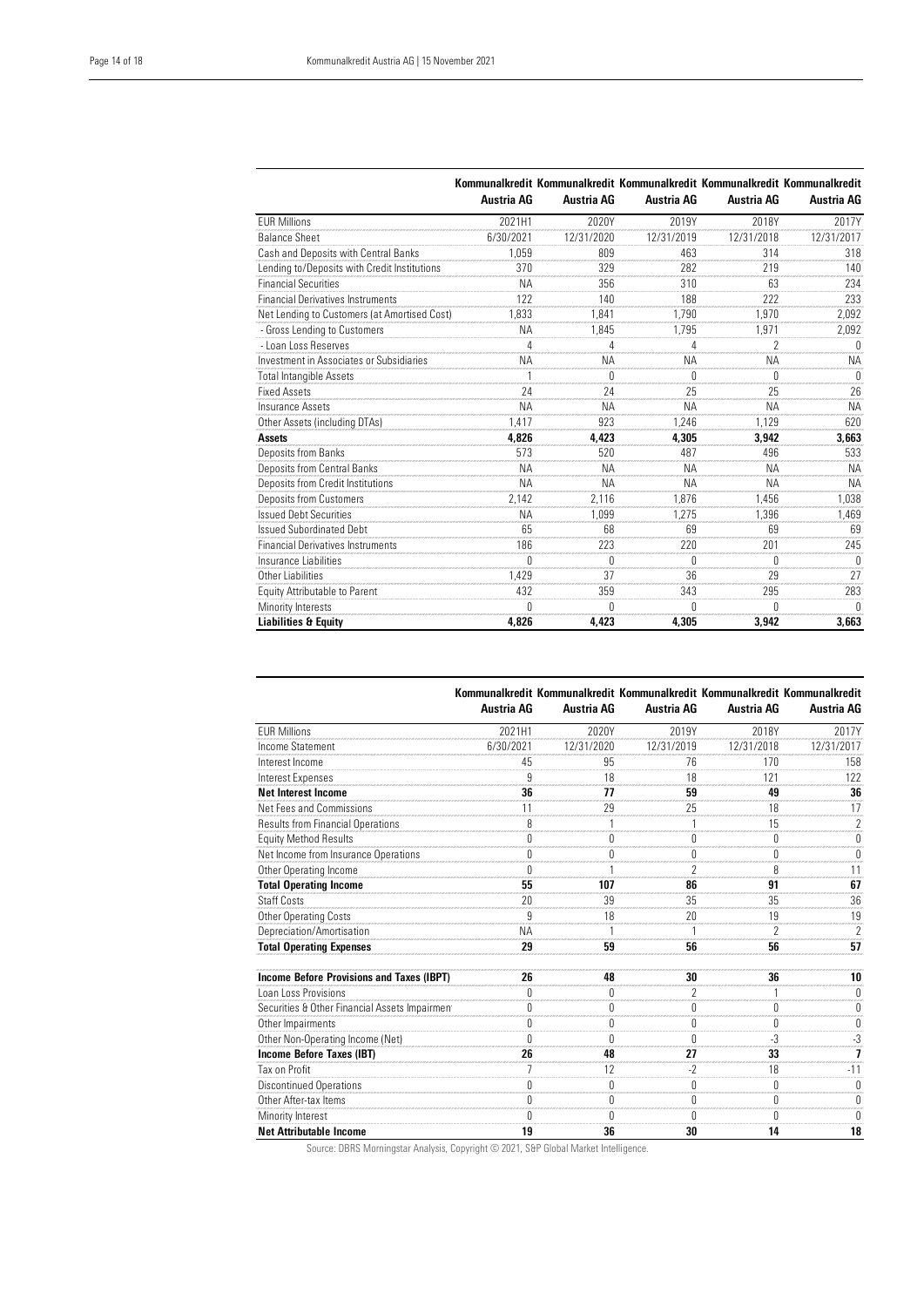| | Kommunalkredit Austria AG | Kommunalkredit Austria AG | Kommunalkredit Austria AG | Kommunalkredit Austria AG | Kommunalkredit Austria AG |
|---|---|---|---|---|---|
| EUR Millions | 2021H1 | 2020Y | 2019Y | 2018Y | 2017Y |
| Balance Sheet | 6/30/2021 | 12/31/2020 | 12/31/2019 | 12/31/2018 | 12/31/2017 |
| Cash and Deposits with Central Banks | 1,059 | 809 | 463 | 314 | 318 |
| Lending to/Deposits with Credit Institutions | 370 | 329 | 282 | 219 | 140 |
| Financial Securities | NA | 356 | 310 | 63 | 234 |
| Financial Derivatives Instruments | 122 | 140 | 188 | 222 | 233 |
| Net Lending to Customers (at Amortised Cost) | 1,833 | 1,841 | 1,790 | 1,970 | 2,092 |
| - Gross Lending to Customers | NA | 1,845 | 1,795 | 1,971 | 2,092 |
| - Loan Loss Reserves | 4 | 4 | 4 | 2 | 0 |
| Investment in Associates or Subsidiaries | NA | NA | NA | NA | NA |
| Total Intangible Assets | 1 | 0 | 0 | 0 | 0 |
| Fixed Assets | 24 | 24 | 25 | 25 | 26 |
| Insurance Assets | NA | NA | NA | NA | NA |
| Other Assets (including DTAs) | 1,417 | 923 | 1,246 | 1,129 | 620 |
| **Assets** | **4,826** | **4,423** | **4,305** | **3,942** | **3,663** |
| Deposits from Banks | 573 | 520 | 487 | 496 | 533 |
| Deposits from Central Banks | NA | NA | NA | NA | NA |
| Deposits from Credit Institutions | NA | NA | NA | NA | NA |
| Deposits from Customers | 2,142 | 2,116 | 1,876 | 1,456 | 1,038 |
| Issued Debt Securities | NA | 1,099 | 1,275 | 1,396 | 1,469 |
| Issued Subordinated Debt | 65 | 68 | 69 | 69 | 69 |
| Financial Derivatives Instruments | 186 | 223 | 220 | 201 | 245 |
| Insurance Liabilities | 0 | 0 | 0 | 0 | 0 |
| Other Liabilities | 1,429 | 37 | 36 | 29 | 27 |
| Equity Attributable to Parent | 432 | 359 | 343 | 295 | 283 |
| Minority Interests | 0 | 0 | 0 | 0 | 0 |
| **Liabilities & Equity** | **4,826** | **4,423** | **4,305** | **3,942** | **3,663** |

| | Kommunalkredit Austria AG | Kommunalkredit Austria AG | Kommunalkredit Austria AG | Kommunalkredit Austria AG | Kommunalkredit Austria AG |
|---|---|---|---|---|---|
| EUR Millions | 2021H1 | 2020Y | 2019Y | 2018Y | 2017Y |
| Income Statement | 6/30/2021 | 12/31/2020 | 12/31/2019 | 12/31/2018 | 12/31/2017 |
| Interest Income | 45 | 95 | 76 | 170 | 158 |
| Interest Expenses | 9 | 18 | 18 | 121 | 122 |
| **Net Interest Income** | **36** | **77** | **59** | **49** | **36** |
| Net Fees and Commissions | 11 | 29 | 25 | 18 | 17 |
| Results from Financial Operations | 8 | 1 | 1 | 15 | 2 |
| Equity Method Results | 0 | 0 | 0 | 0 | 0 |
| Net Income from Insurance Operations | 0 | 0 | 0 | 0 | 0 |
| Other Operating Income | 0 | 1 | 2 | 8 | 11 |
| **Total Operating Income** | **55** | **107** | **86** | **91** | **67** |
| Staff Costs | 20 | 39 | 35 | 35 | 36 |
| Other Operating Costs | 9 | 18 | 20 | 19 | 19 |
| Depreciation/Amortisation | NA | 1 | 1 | 2 | 2 |
| **Total Operating Expenses** | **29** | **59** | **56** | **56** | **57** |
| **Income Before Provisions and Taxes (IBPT)** | **26** | **48** | **30** | **36** | **10** |
| Loan Loss Provisions | 0 | 0 | 2 | 1 | 0 |
| Securities & Other Financial Assets Impairmen | 0 | 0 | 0 | 0 | 0 |
| Other Impairments | 0 | 0 | 0 | 0 | 0 |
| Other Non-Operating Income (Net) | 0 | 0 | 0 | -3 | -3 |
| **Income Before Taxes (IBT)** | **26** | **48** | **27** | **33** | **7** |
| Tax on Profit | 7 | 12 | -2 | 18 | -11 |
| Discontinued Operations | 0 | 0 | 0 | 0 | 0 |
| Other After-tax Items | 0 | 0 | 0 | 0 | 0 |
| Minority Interest | 0 | 0 | 0 | 0 | 0 |
| **Net Attributable Income** | **19** | **36** | **30** | **14** | **18** |

Source: DBRS Morningstar Analysis, Copyright © 2021, S&P Global Market Intelligence.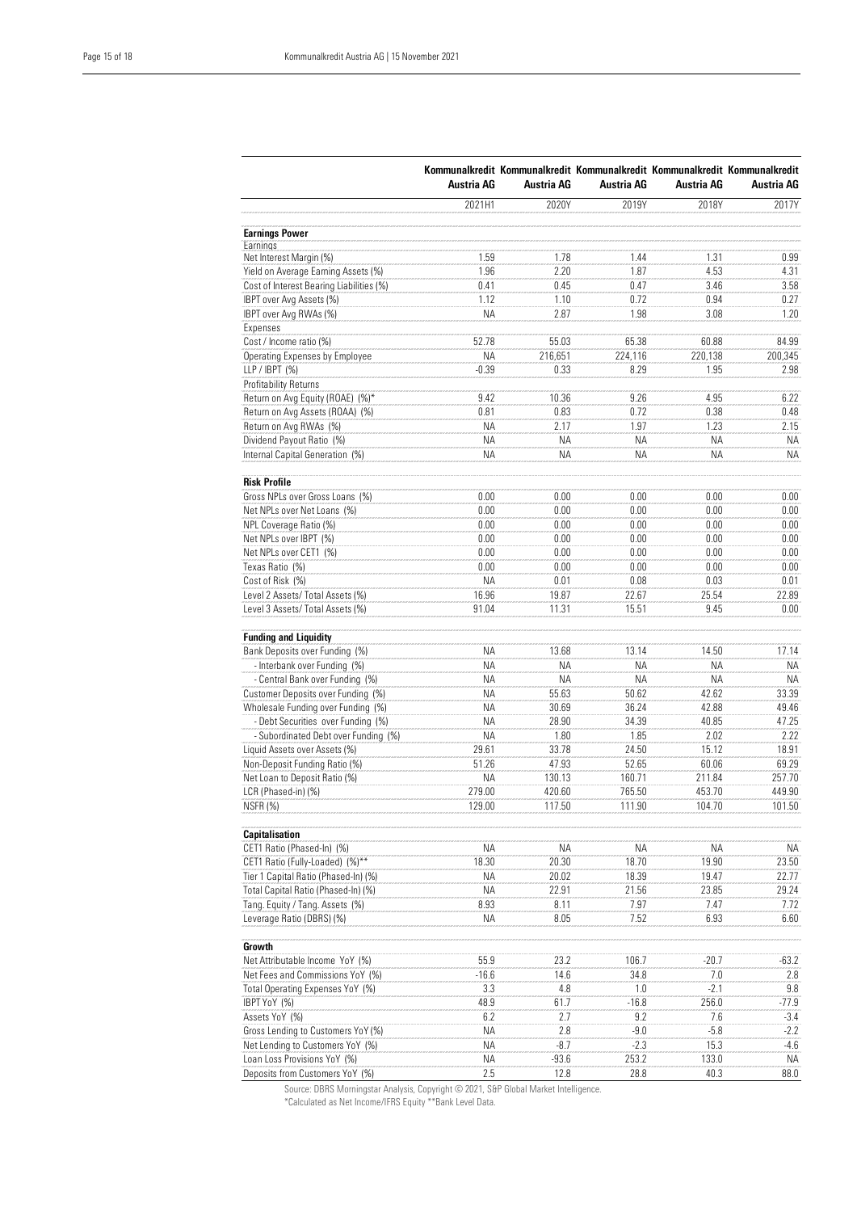| | Kommunalkredit Austria AG | Kommunalkredit Austria AG | Kommunalkredit Austria AG | Kommunalkredit Austria AG | Kommunalkredit Austria AG |
|---|---|---|---|---|---|
| | 2021H1 | 2020Y | 2019Y | 2018Y | 2017Y |
| **Earnings Power** | | | | | |
| Earnings | | | | | |
| Net Interest Margin (%) | 1.59 | 1.78 | 1.44 | 1.31 | 0.99 |
| Yield on Average Earning Assets (%) | 1.96 | 2.20 | 1.87 | 4.53 | 4.31 |
| Cost of Interest Bearing Liabilities (%) | 0.41 | 0.45 | 0.47 | 3.46 | 3.58 |
| IBPT over Avg Assets (%) | 1.12 | 1.10 | 0.72 | 0.94 | 0.27 |
| IBPT over Avg RWAs (%) | NA | 2.87 | 1.98 | 3.08 | 1.20 |
| Expenses | | | | | |
| Cost / Income ratio (%) | 52.78 | 55.03 | 65.38 | 60.88 | 84.99 |
| Operating Expenses by Employee | NA | 216,651 | 224,116 | 220,138 | 200,345 |
| LLP / IBPT (%) | -0.39 | 0.33 | 8.29 | 1.95 | 2.98 |
| Profitability Returns | | | | | |
| Return on Avg Equity (ROAE) (%)* | 9.42 | 10.36 | 9.26 | 4.95 | 6.22 |
| Return on Avg Assets (ROAA) (%) | 0.81 | 0.83 | 0.72 | 0.38 | 0.48 |
| Return on Avg RWAs (%) | NA | 2.17 | 1.97 | 1.23 | 2.15 |
| Dividend Payout Ratio (%) | NA | NA | NA | NA | NA |
| Internal Capital Generation (%) | NA | NA | NA | NA | NA |
| **Risk Profile** | | | | | |
| Gross NPLs over Gross Loans (%) | 0.00 | 0.00 | 0.00 | 0.00 | 0.00 |
| Net NPLs over Net Loans (%) | 0.00 | 0.00 | 0.00 | 0.00 | 0.00 |
| NPL Coverage Ratio (%) | 0.00 | 0.00 | 0.00 | 0.00 | 0.00 |
| Net NPLs over IBPT (%) | 0.00 | 0.00 | 0.00 | 0.00 | 0.00 |
| Net NPLs over CET1 (%) | 0.00 | 0.00 | 0.00 | 0.00 | 0.00 |
| Texas Ratio (%) | 0.00 | 0.00 | 0.00 | 0.00 | 0.00 |
| Cost of Risk (%) | NA | 0.01 | 0.08 | 0.03 | 0.01 |
| Level 2 Assets/ Total Assets (%) | 16.96 | 19.87 | 22.67 | 25.54 | 22.89 |
| Level 3 Assets/ Total Assets (%) | 91.04 | 11.31 | 15.51 | 9.45 | 0.00 |
| **Funding and Liquidity** | | | | | |
| Bank Deposits over Funding (%) | NA | 13.68 | 13.14 | 14.50 | 17.14 |
| - Interbank over Funding (%) | NA | NA | NA | NA | NA |
| - Central Bank over Funding (%) | NA | NA | NA | NA | NA |
| Customer Deposits over Funding (%) | NA | 55.63 | 50.62 | 42.62 | 33.39 |
| Wholesale Funding over Funding (%) | NA | 30.69 | 36.24 | 42.88 | 49.46 |
| - Debt Securities over Funding (%) | NA | 28.90 | 34.39 | 40.85 | 47.25 |
| - Subordinated Debt over Funding (%) | NA | 1.80 | 1.85 | 2.02 | 2.22 |
| Liquid Assets over Assets (%) | 29.61 | 33.78 | 24.50 | 15.12 | 18.91 |
| Non-Deposit Funding Ratio (%) | 51.26 | 47.93 | 52.65 | 60.06 | 69.29 |
| Net Loan to Deposit Ratio (%) | NA | 130.13 | 160.71 | 211.84 | 257.70 |
| LCR (Phased-in) (%) | 279.00 | 420.60 | 765.50 | 453.70 | 449.90 |
| NSFR (%) | 129.00 | 117.50 | 111.90 | 104.70 | 101.50 |
| **Capitalisation** | | | | | |
| CET1 Ratio (Phased-In) (%) | NA | NA | NA | NA | NA |
| CET1 Ratio (Fully-Loaded) (%)** | 18.30 | 20.30 | 18.70 | 19.90 | 23.50 |
| Tier 1 Capital Ratio (Phased-In) (%) | NA | 20.02 | 18.39 | 19.47 | 22.77 |
| Total Capital Ratio (Phased-In) (%) | NA | 22.91 | 21.56 | 23.85 | 29.24 |
| Tang. Equity / Tang. Assets (%) | 8.93 | 8.11 | 7.97 | 7.47 | 7.72 |
| Leverage Ratio (DBRS) (%) | NA | 8.05 | 7.52 | 6.93 | 6.60 |
| **Growth** | | | | | |
| Net Attributable Income YoY (%) | 55.9 | 23.2 | 106.7 | -20.7 | -63.2 |
| Net Fees and Commissions YoY (%) | -16.6 | 14.6 | 34.8 | 7.0 | 2.8 |
| Total Operating Expenses YoY (%) | 3.3 | 4.8 | 1.0 | -2.1 | 9.8 |
| IBPT YoY (%) | 48.9 | 61.7 | -16.8 | 256.0 | -77.9 |
| Assets YoY (%) | 6.2 | 2.7 | 9.2 | 7.6 | -3.4 |
| Gross Lending to Customers YoY (%) | NA | 2.8 | -9.0 | -5.8 | -2.2 |
| Net Lending to Customers YoY (%) | NA | -8.7 | -2.3 | 15.3 | -4.6 |
| Loan Loss Provisions YoY (%) | NA | -93.6 | 253.2 | 133.0 | NA |
| Deposits from Customers YoY (%) | 2.5 | 12.8 | 28.8 | 40.3 | 88.0 |

Source: DBRS Morningstar Analysis, Copyright © 2021, S&P Global Market Intelligence.
*Calculated as Net Income/IFRS Equity **Bank Level Data.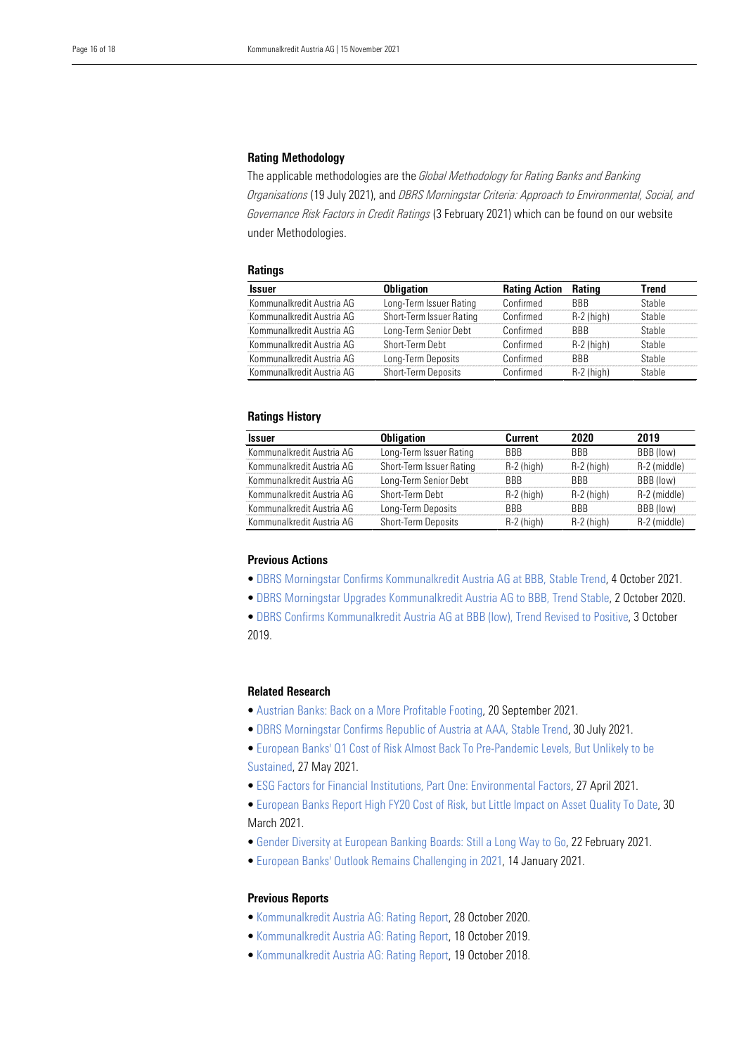## Rating Methodology

The applicable methodologies are the *Global Methodology for Rating Banks and Banking Organisations* (19 July 2021), and *DBRS Morningstar Criteria: Approach to Environmental, Social, and Governance Risk Factors in Credit Ratings* (3 February 2021) which can be found on our website under Methodologies.

## Ratings

| Issuer | Obligation | Rating Action | Rating | Trend |
|---|---|---|---|---|
| Kommunalkredit Austria AG | Long-Term Issuer Rating | Confirmed | BBB | Stable |
| Kommunalkredit Austria AG | Short-Term Issuer Rating | Confirmed | R-2 (high) | Stable |
| Kommunalkredit Austria AG | Long-Term Senior Debt | Confirmed | BBB | Stable |
| Kommunalkredit Austria AG | Short-Term Debt | Confirmed | R-2 (high) | Stable |
| Kommunalkredit Austria AG | Long-Term Deposits | Confirmed | BBB | Stable |
| Kommunalkredit Austria AG | Short-Term Deposits | Confirmed | R-2 (high) | Stable |

## Ratings History

| Issuer | Obligation | Current | 2020 | 2019 |
|---|---|---|---|---|
| Kommunalkredit Austria AG | Long-Term Issuer Rating | BBB | BBB | BBB (low) |
| Kommunalkredit Austria AG | Short-Term Issuer Rating | R-2 (high) | R-2 (high) | R-2 (middle) |
| Kommunalkredit Austria AG | Long-Term Senior Debt | BBB | BBB | BBB (low) |
| Kommunalkredit Austria AG | Short-Term Debt | R-2 (high) | R-2 (high) | R-2 (middle) |
| Kommunalkredit Austria AG | Long-Term Deposits | BBB | BBB | BBB (low) |
| Kommunalkredit Austria AG | Short-Term Deposits | R-2 (high) | R-2 (high) | R-2 (middle) |

## Previous Actions

- DBRS Morningstar Confirms Kommunalkredit Austria AG at BBB, Stable Trend, 4 October 2021.
- DBRS Morningstar Upgrades Kommunalkredit Austria AG to BBB, Trend Stable, 2 October 2020.
- DBRS Confirms Kommunalkredit Austria AG at BBB (low), Trend Revised to Positive, 3 October 2019.

## Related Research

- Austrian Banks: Back on a More Profitable Footing, 20 September 2021.
- DBRS Morningstar Confirms Republic of Austria at AAA, Stable Trend, 30 July 2021.
- European Banks' Q1 Cost of Risk Almost Back To Pre-Pandemic Levels, But Unlikely to be Sustained, 27 May 2021.
- ESG Factors for Financial Institutions, Part One: Environmental Factors, 27 April 2021.
- European Banks Report High FY20 Cost of Risk, but Little Impact on Asset Quality To Date, 30 March 2021.
- Gender Diversity at European Banking Boards: Still a Long Way to Go, 22 February 2021.
- European Banks' Outlook Remains Challenging in 2021, 14 January 2021.

## Previous Reports

- Kommunalkredit Austria AG: Rating Report, 28 October 2020.
- Kommunalkredit Austria AG: Rating Report, 18 October 2019.
- Kommunalkredit Austria AG: Rating Report, 19 October 2018.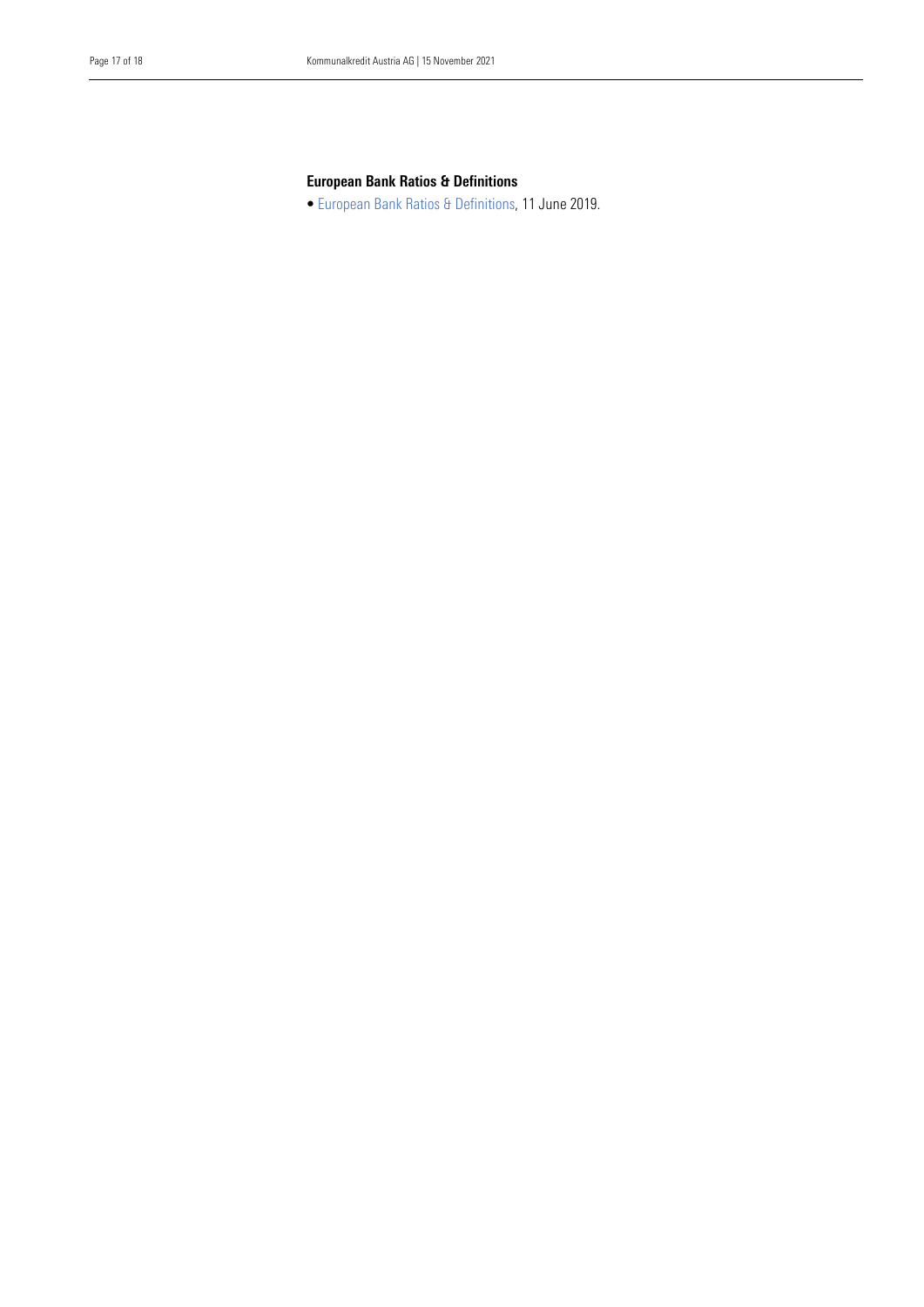### European Bank Ratios & Definitions

- European Bank Ratios & Definitions, 11 June 2019.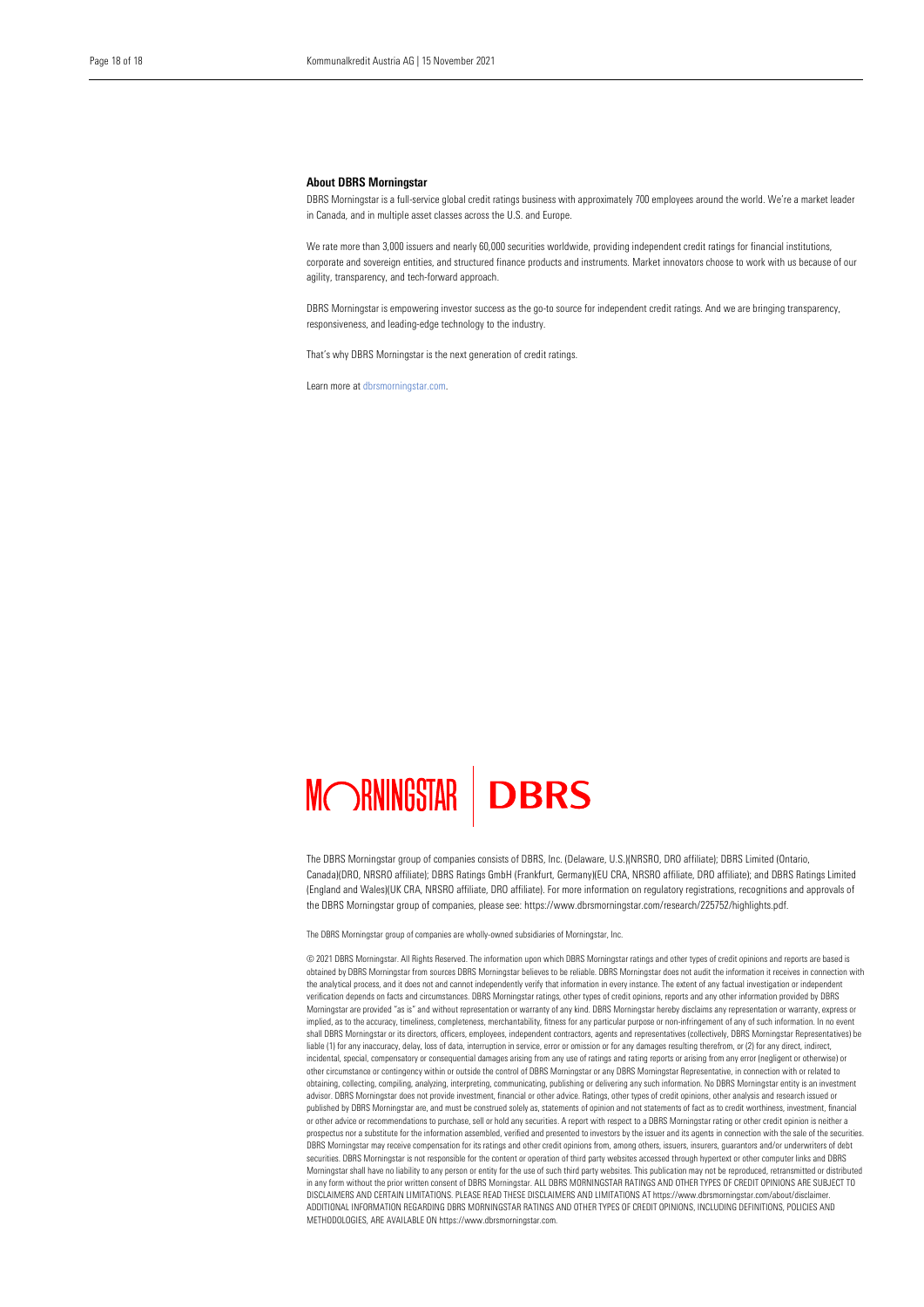**About DBRS Morningstar**

DBRS Morningstar is a full-service global credit ratings business with approximately 700 employees around the world. We're a market leader in Canada, and in multiple asset classes across the U.S. and Europe.

We rate more than 3,000 issuers and nearly 60,000 securities worldwide, providing independent credit ratings for financial institutions, corporate and sovereign entities, and structured finance products and instruments. Market innovators choose to work with us because of our agility, transparency, and tech-forward approach.

DBRS Morningstar is empowering investor success as the go-to source for independent credit ratings. And we are bringing transparency, responsiveness, and leading-edge technology to the industry.

That's why DBRS Morningstar is the next generation of credit ratings.

Learn more at dbrsmorningstar.com.

MORNINGSTAR | DBRS

The DBRS Morningstar group of companies consists of DBRS, Inc. (Delaware, U.S.)(NRSRO, DRO affiliate); DBRS Limited (Ontario, Canada)(DRO, NRSRO affiliate); DBRS Ratings GmbH (Frankfurt, Germany)(EU CRA, NRSRO affiliate, DRO affiliate); and DBRS Ratings Limited (England and Wales)(UK CRA, NRSRO affiliate, DRO affiliate). For more information on regulatory registrations, recognitions and approvals of the DBRS Morningstar group of companies, please see: https://www.dbrsmorningstar.com/research/225752/highlights.pdf.

The DBRS Morningstar group of companies are wholly-owned subsidiaries of Morningstar, Inc.

© 2021 DBRS Morningstar. All Rights Reserved. The information upon which DBRS Morningstar ratings and other types of credit opinions and reports are based is obtained by DBRS Morningstar from sources DBRS Morningstar believes to be reliable. DBRS Morningstar does not audit the information it receives in connection with the analytical process, and it does not and cannot independently verify that information in every instance. The extent of any factual investigation or independent verification depends on facts and circumstances. DBRS Morningstar ratings, other types of credit opinions, reports and any other information provided by DBRS Morningstar are provided "as is" and without representation or warranty of any kind. DBRS Morningstar hereby disclaims any representation or warranty, express or implied, as to the accuracy, timeliness, completeness, merchantability, fitness for any particular purpose or non-infringement of any of such information. In no event shall DBRS Morningstar or its directors, officers, employees, independent contractors, agents and representatives (collectively, DBRS Morningstar Representatives) be liable (1) for any inaccuracy, delay, loss of data, interruption in service, error or omission or for any damages resulting therefrom, or (2) for any direct, indirect, incidental, special, compensatory or consequential damages arising from any use of ratings and rating reports or arising from any error (negligent or otherwise) or other circumstance or contingency within or outside the control of DBRS Morningstar or any DBRS Morningstar Representative, in connection with or related to obtaining, collecting, compiling, analyzing, interpreting, communicating, publishing or delivering any such information. No DBRS Morningstar entity is an investment advisor. DBRS Morningstar does not provide investment, financial or other advice. Ratings, other types of credit opinions, other analysis and research issued or published by DBRS Morningstar are, and must be construed solely as, statements of opinion and not statements of fact as to credit worthiness, investment, financial or other advice or recommendations to purchase, sell or hold any securities. A report with respect to a DBRS Morningstar rating or other credit opinion is neither a prospectus nor a substitute for the information assembled, verified and presented to investors by the issuer and its agents in connection with the sale of the securities. DBRS Morningstar may receive compensation for its ratings and other credit opinions from, among others, issuers, insurers, guarantors and/or underwriters of debt securities. DBRS Morningstar is not responsible for the content or operation of third party websites accessed through hypertext or other computer links and DBRS Morningstar shall have no liability to any person or entity for the use of such third party websites. This publication may not be reproduced, retransmitted or distributed in any form without the prior written consent of DBRS Morningstar. ALL DBRS MORNINGSTAR RATINGS AND OTHER TYPES OF CREDIT OPINIONS ARE SUBJECT TO DISCLAIMERS AND CERTAIN LIMITATIONS. PLEASE READ THESE DISCLAIMERS AND LIMITATIONS AT https://www.dbrsmorningstar.com/about/disclaimer. ADDITIONAL INFORMATION REGARDING DBRS MORNINGSTAR RATINGS AND OTHER TYPES OF CREDIT OPINIONS, INCLUDING DEFINITIONS, POLICIES AND METHODOLOGIES, ARE AVAILABLE ON https://www.dbrsmorningstar.com.